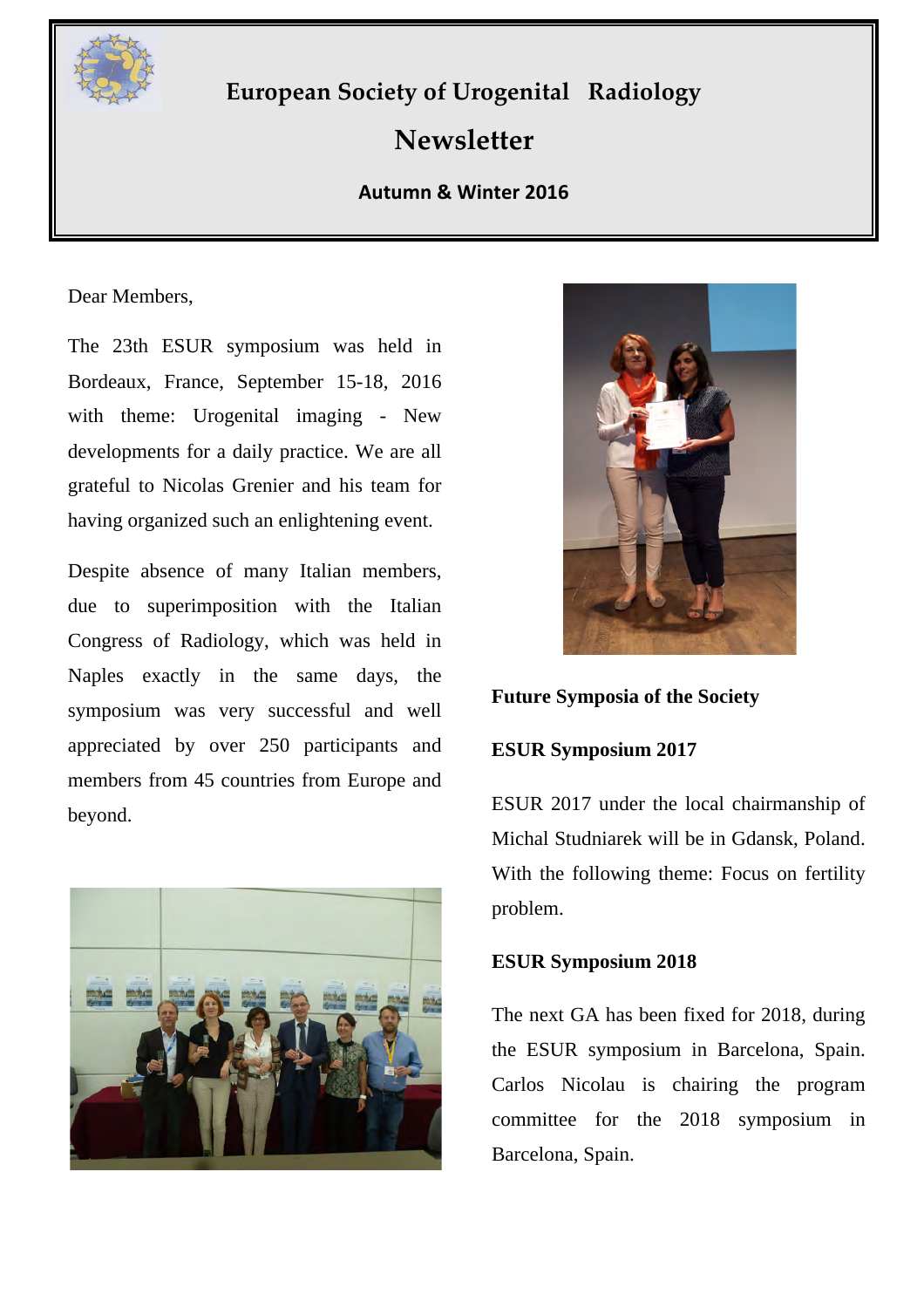# European Society of Urogenital Radiology

## Newsletter

**Autumn & Winter 2016**

Dear Members,

The 23th ESUR symposium was held in Bordeaux, France, September 15-18, 2016 with theme: Urogenital imaging - New developments for a daily practice. We are all grateful to Nicolas Grenier and his team for having organized such an enlightening event.

Despite absence of many Italian members, due to superimposition with the Italian Congress of Radiology, which was held in Naples exactly in the same days, the symposium was very successful and well appreciated by over 250 participants and members from 45 countries from Europe and beyond.

### Future Symposia of the Society

### ESUR Symposium 2017

ESUR 2017 under the local chairmanship of Michal Studniarek will be in Gdansk, Poland. With the following theme: Focus on fertility problem.

### ESUR Symposium 2018

The next GA has been fixed for 2018, during the ESUR symposium in Barcelona, Spain. Carlos Nicolau is chairing the program committee for the 2018 symposium in Barcelona, Spain.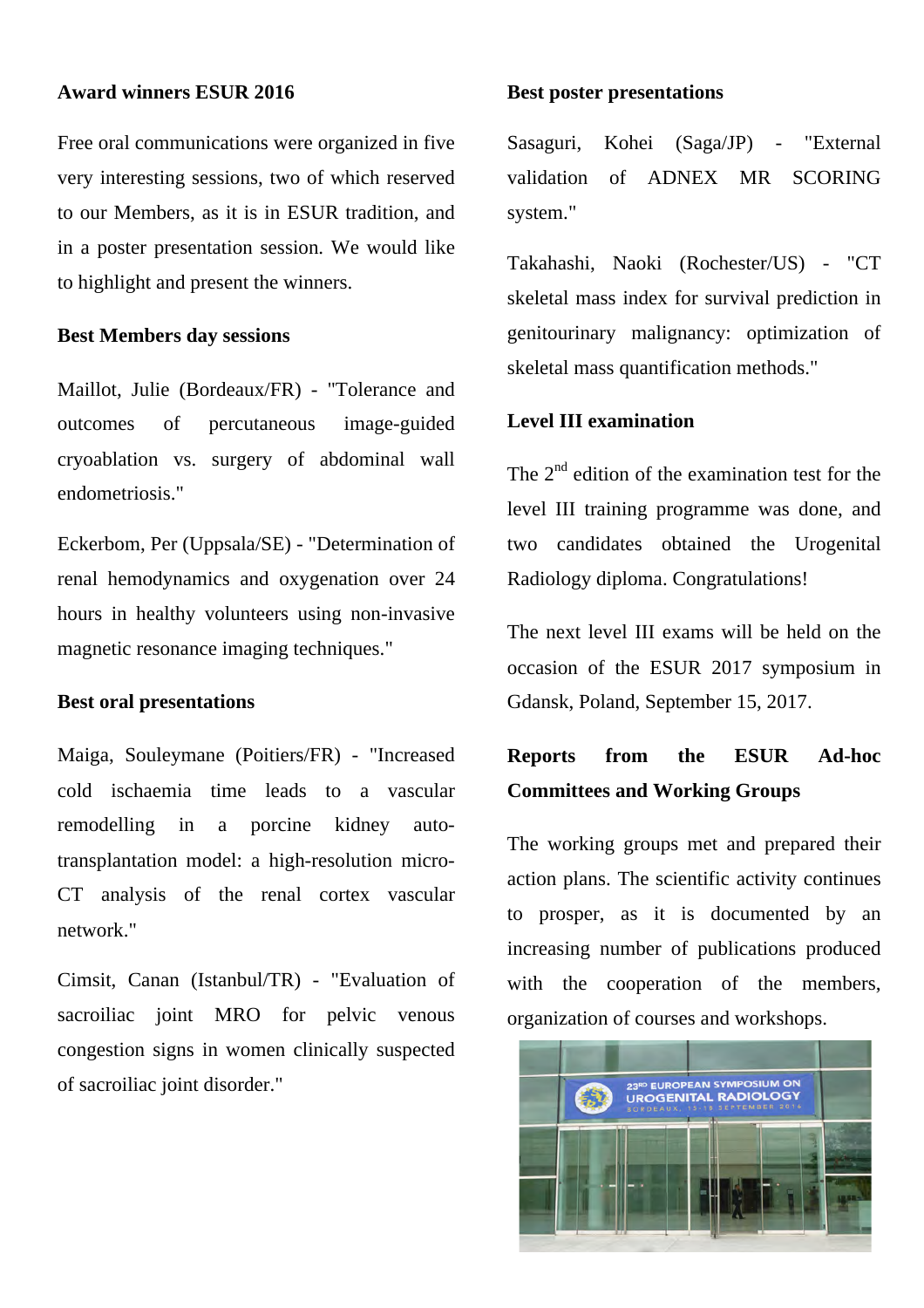## Award winners ESUR 2016

Free oral communications were organized in five very interesting sessions, two of which reserved to our Members, as it is in ESUR tradition, and in a poster presentation session. We would like to highlight and present the winners.

### Best Members day sessions

Maillot, Julie (Bordeaux/FR) - "Tolerance and outcomes of percutaneous image-guided cryoablation vs. surgery of abdominal wall endometriosis."

Eckerbom, Per (Uppsala/SE) - "Determination of renal hemodynamics and oxygenation over 24 hours in healthy volunteers using non-invasive magnetic resonance imaging techniques."

### Best oral presentations

Maiga, Souleymane (Poitiers/FR) - "Increased cold ischaemia time leads to a vascular remodelling in a porcine kidney auto-transplantation model: a high-resolution micro-CT analysis of the renal cortex vascular network."

Cimsit, Canan (Istanbul/TR) - "Evaluation of sacroiliac joint MRO for pelvic venous congestion signs in women clinically suspected of sacroiliac joint disorder."

### Best poster presentations

Sasaguri, Kohei (Saga/JP) - "External validation of ADNEX MR SCORING system."

Takahashi, Naoki (Rochester/US) - "CT skeletal mass index for survival prediction in genitourinary malignancy: optimization of skeletal mass quantification methods."

## Level III examination

The 2nd edition of the examination test for the level III training programme was done, and two candidates obtained the Urogenital Radiology diploma. Congratulations!

The next level III exams will be held on the occasion of the ESUR 2017 symposium in Gdansk, Poland, September 15, 2017.

## Reports from the ESUR Ad-hoc Committees and Working Groups

The working groups met and prepared their action plans. The scientific activity continues to prosper, as it is documented by an increasing number of publications produced with the cooperation of the members, organization of courses and workshops.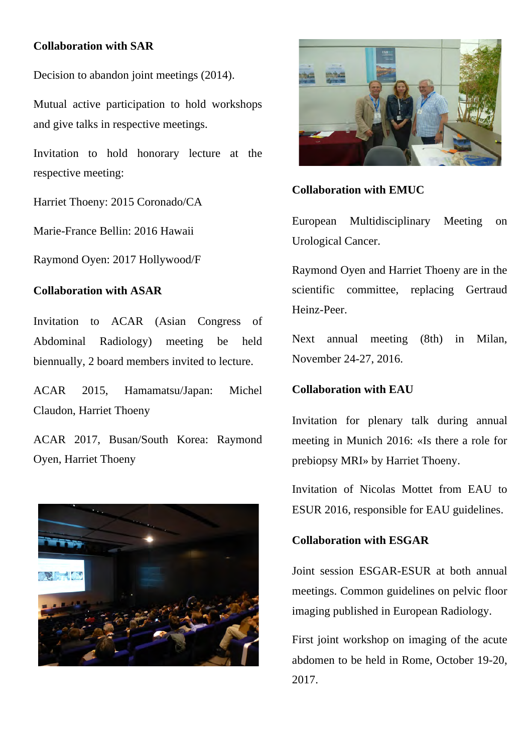**Collaboration with SAR**

Decision to abandon joint meetings (2014).

Mutual active participation to hold workshops and give talks in respective meetings.

Invitation to hold honorary lecture at the respective meeting:

Harriet Thoeny: 2015 Coronado/CA

Marie-France Bellin: 2016 Hawaii

Raymond Oyen: 2017 Hollywood/F

**Collaboration with ASAR**

Invitation to ACAR (Asian Congress of Abdominal Radiology) meeting be held biennually, 2 board members invited to lecture.

ACAR 2015, Hamamatsu/Japan: Michel Claudon, Harriet Thoeny

ACAR 2017, Busan/South Korea: Raymond Oyen, Harriet Thoeny

**Collaboration with EMUC**

European Multidisciplinary Meeting on Urological Cancer.

Raymond Oyen and Harriet Thoeny are in the scientific committee, replacing Gertraud Heinz-Peer.

Next annual meeting (8th) in Milan, November 24-27, 2016.

**Collaboration with EAU**

Invitation for plenary talk during annual meeting in Munich 2016: «Is there a role for prebiopsy MRI» by Harriet Thoeny.

Invitation of Nicolas Mottet from EAU to ESUR 2016, responsible for EAU guidelines.

**Collaboration with ESGAR**

Joint session ESGAR-ESUR at both annual meetings. Common guidelines on pelvic floor imaging published in European Radiology.

First joint workshop on imaging of the acute abdomen to be held in Rome, October 19-20, 2017.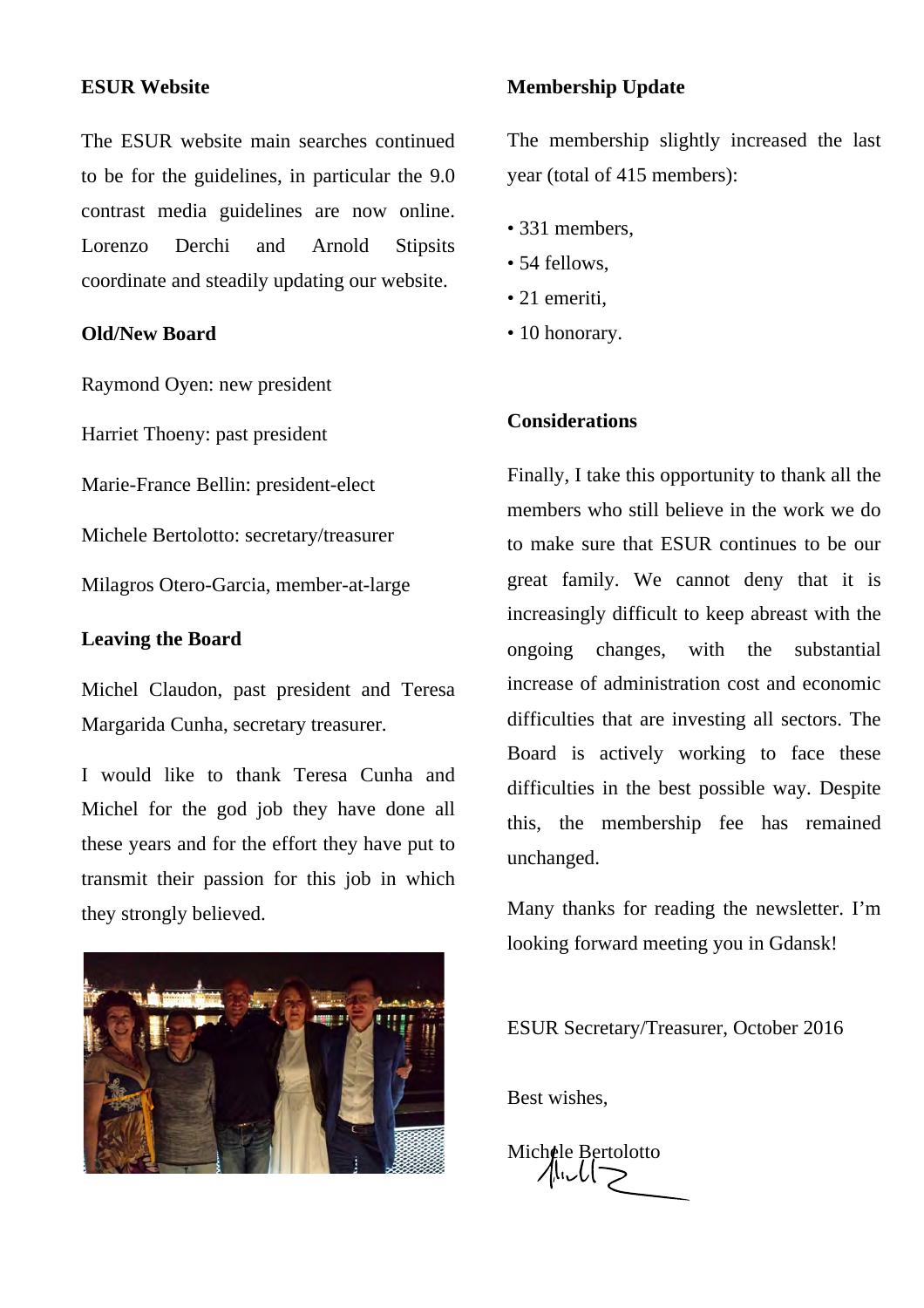**ESUR Website**

The ESUR website main searches continued to be for the guidelines, in particular the 9.0 contrast media guidelines are now online. Lorenzo Derchi and Arnold Stipsits coordinate and steadily updating our website.

**Old/New Board**

Raymond Oyen: new president

Harriet Thoeny: past president

Marie-France Bellin: president-elect

Michele Bertolotto: secretary/treasurer

Milagros Otero-Garcia, member-at-large

**Leaving the Board**

Michel Claudon, past president and Teresa Margarida Cunha, secretary treasurer.

I would like to thank Teresa Cunha and Michel for the god job they have done all these years and for the effort they have put to transmit their passion for this job in which they strongly believed.

**Membership Update**

The membership slightly increased the last year (total of 415 members):

- 331 members,
- 54 fellows,
- 21 emeriti,
- 10 honorary.

**Considerations**

Finally, I take this opportunity to thank all the members who still believe in the work we do to make sure that ESUR continues to be our great family. We cannot deny that it is increasingly difficult to keep abreast with the ongoing changes, with the substantial increase of administration cost and economic difficulties that are investing all sectors. The Board is actively working to face these difficulties in the best possible way. Despite this, the membership fee has remained unchanged.

Many thanks for reading the newsletter. I'm looking forward meeting you in Gdansk!

ESUR Secretary/Treasurer, October 2016

Best wishes,

Michele Bertolotto